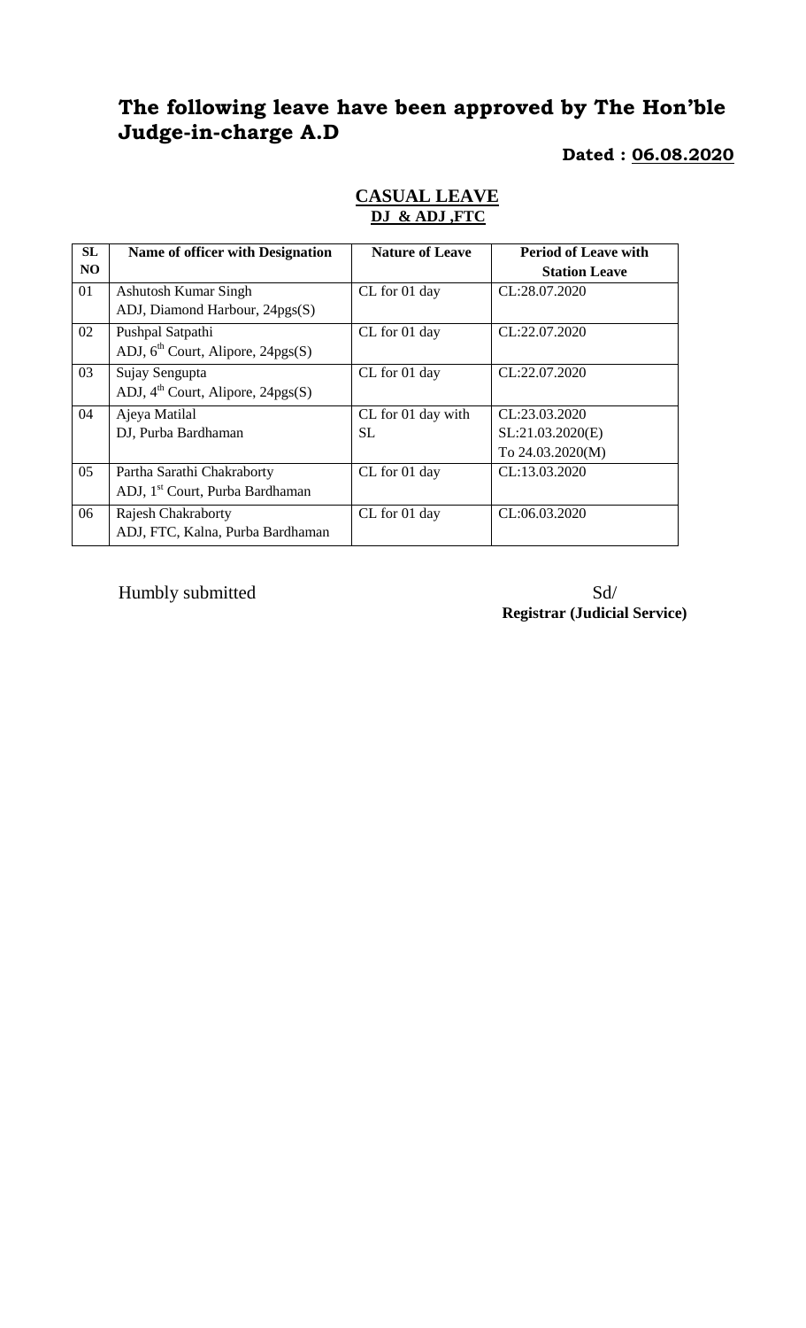# The following leave have been approved by The Hon'ble Judge-in-charge A.D

**Dated : 06.08.2020**

## CASUAL LEAVE

**DJ & ADJ ,FTC**

| SL NO | Name of officer with Designation | Nature of Leave | Period of Leave with Station Leave |
|---|---|---|---|
| 01 | Ashutosh Kumar Singh<br>ADJ, Diamond Harbour, 24pgs(S) | CL for 01 day | CL:28.07.2020 |
| 02 | Pushpal Satpathi<br>ADJ, 6th Court, Alipore, 24pgs(S) | CL for 01 day | CL:22.07.2020 |
| 03 | Sujay Sengupta<br>ADJ, 4th Court, Alipore, 24pgs(S) | CL for 01 day | CL:22.07.2020 |
| 04 | Ajeya Matilal<br>DJ, Purba Bardhaman | CL for 01 day with SL | CL:23.03.2020<br>SL:21.03.2020(E)<br>To 24.03.2020(M) |
| 05 | Partha Sarathi Chakraborty<br>ADJ, 1st Court, Purba Bardhaman | CL for 01 day | CL:13.03.2020 |
| 06 | Rajesh Chakraborty<br>ADJ, FTC, Kalna, Purba Bardhaman | CL for 01 day | CL:06.03.2020 |

Humbly submitted

Sd/
**Registrar (Judicial Service)**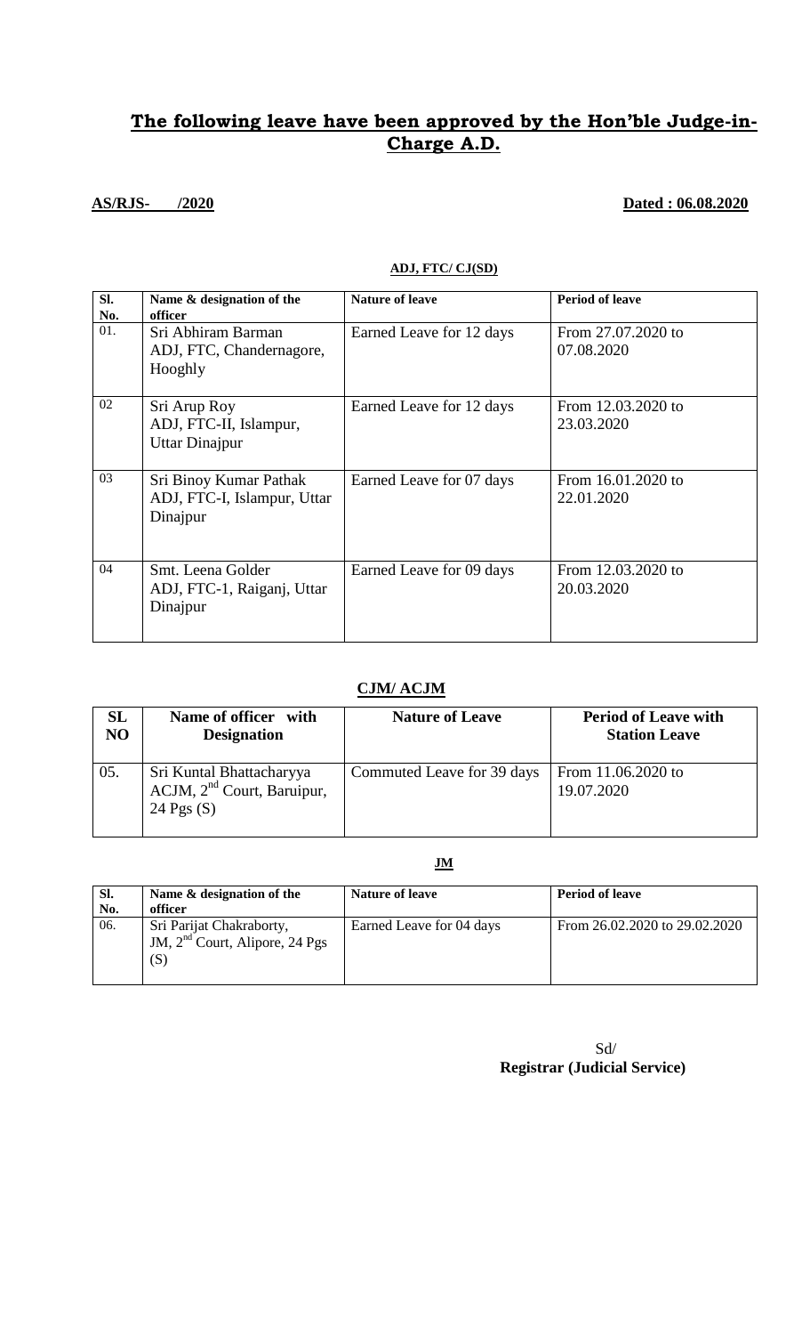# The following leave have been approved by the Hon'ble Judge-in-Charge A.D.

**AS/RJS- /2020** **Dated : 06.08.2020**

**ADJ, FTC/ CJ(SD)**

| Sl. No. | Name & designation of the officer | Nature of leave | Period of leave |
|---|---|---|---|
| 01. | Sri Abhiram Barman ADJ, FTC, Chandernagore, Hooghly | Earned Leave for 12 days | From 27.07.2020 to 07.08.2020 |
| 02 | Sri Arup Roy ADJ, FTC-II, Islampur, Uttar Dinajpur | Earned Leave for 12 days | From 12.03.2020 to 23.03.2020 |
| 03 | Sri Binoy Kumar Pathak ADJ, FTC-I, Islampur, Uttar Dinajpur | Earned Leave for 07 days | From 16.01.2020 to 22.01.2020 |
| 04 | Smt. Leena Golder ADJ, FTC-1, Raiganj, Uttar Dinajpur | Earned Leave for 09 days | From 12.03.2020 to 20.03.2020 |

**CJM/ ACJM**

| SL NO | Name of officer with Designation | Nature of Leave | Period of Leave with Station Leave |
|---|---|---|---|
| 05. | Sri Kuntal Bhattacharyya ACJM, 2nd Court, Baruipur, 24 Pgs (S) | Commuted Leave for 39 days | From 11.06.2020 to 19.07.2020 |

**JM**

| Sl. No. | Name & designation of the officer | Nature of leave | Period of leave |
|---|---|---|---|
| 06. | Sri Parijat Chakraborty, JM, 2nd Court, Alipore, 24 Pgs (S) | Earned Leave for 04 days | From 26.02.2020 to 29.02.2020 |

Sd/
**Registrar (Judicial Service)**